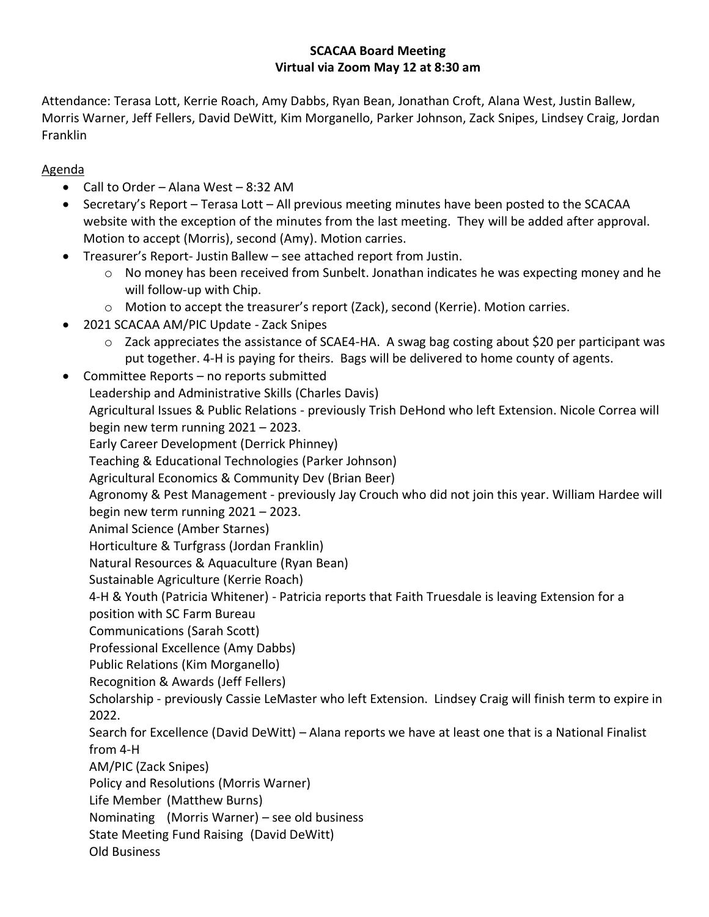**SCACAA Board Meeting**
**Virtual via Zoom May 12 at 8:30 am**

Attendance: Terasa Lott, Kerrie Roach, Amy Dabbs, Ryan Bean, Jonathan Croft, Alana West, Justin Ballew, Morris Warner, Jeff Fellers, David DeWitt, Kim Morganello, Parker Johnson, Zack Snipes, Lindsey Craig, Jordan Franklin

Agenda

- Call to Order – Alana West – 8:32 AM
- Secretary's Report – Terasa Lott – All previous meeting minutes have been posted to the SCACAA website with the exception of the minutes from the last meeting. They will be added after approval. Motion to accept (Morris), second (Amy). Motion carries.
- Treasurer's Report- Justin Ballew – see attached report from Justin.
  - No money has been received from Sunbelt. Jonathan indicates he was expecting money and he will follow-up with Chip.
  - Motion to accept the treasurer's report (Zack), second (Kerrie). Motion carries.
- 2021 SCACAA AM/PIC Update - Zack Snipes
  - Zack appreciates the assistance of SCAE4-HA. A swag bag costing about $20 per participant was put together. 4-H is paying for theirs. Bags will be delivered to home county of agents.
- Committee Reports – no reports submitted

  Leadership and Administrative Skills (Charles Davis)

  Agricultural Issues & Public Relations - previously Trish DeHond who left Extension. Nicole Correa will begin new term running 2021 – 2023.

  Early Career Development (Derrick Phinney)

  Teaching & Educational Technologies (Parker Johnson)

  Agricultural Economics & Community Dev (Brian Beer)

  Agronomy & Pest Management - previously Jay Crouch who did not join this year. William Hardee will begin new term running 2021 – 2023.

  Animal Science (Amber Starnes)

  Horticulture & Turfgrass (Jordan Franklin)

  Natural Resources & Aquaculture (Ryan Bean)

  Sustainable Agriculture (Kerrie Roach)

  4-H & Youth (Patricia Whitener) - Patricia reports that Faith Truesdale is leaving Extension for a position with SC Farm Bureau

  Communications (Sarah Scott)

  Professional Excellence (Amy Dabbs)

  Public Relations (Kim Morganello)

  Recognition & Awards (Jeff Fellers)

  Scholarship - previously Cassie LeMaster who left Extension. Lindsey Craig will finish term to expire in 2022.

  Search for Excellence (David DeWitt) – Alana reports we have at least one that is a National Finalist from 4-H

  AM/PIC (Zack Snipes)

  Policy and Resolutions (Morris Warner)

  Life Member (Matthew Burns)

  Nominating (Morris Warner) – see old business

  State Meeting Fund Raising (David DeWitt)

  Old Business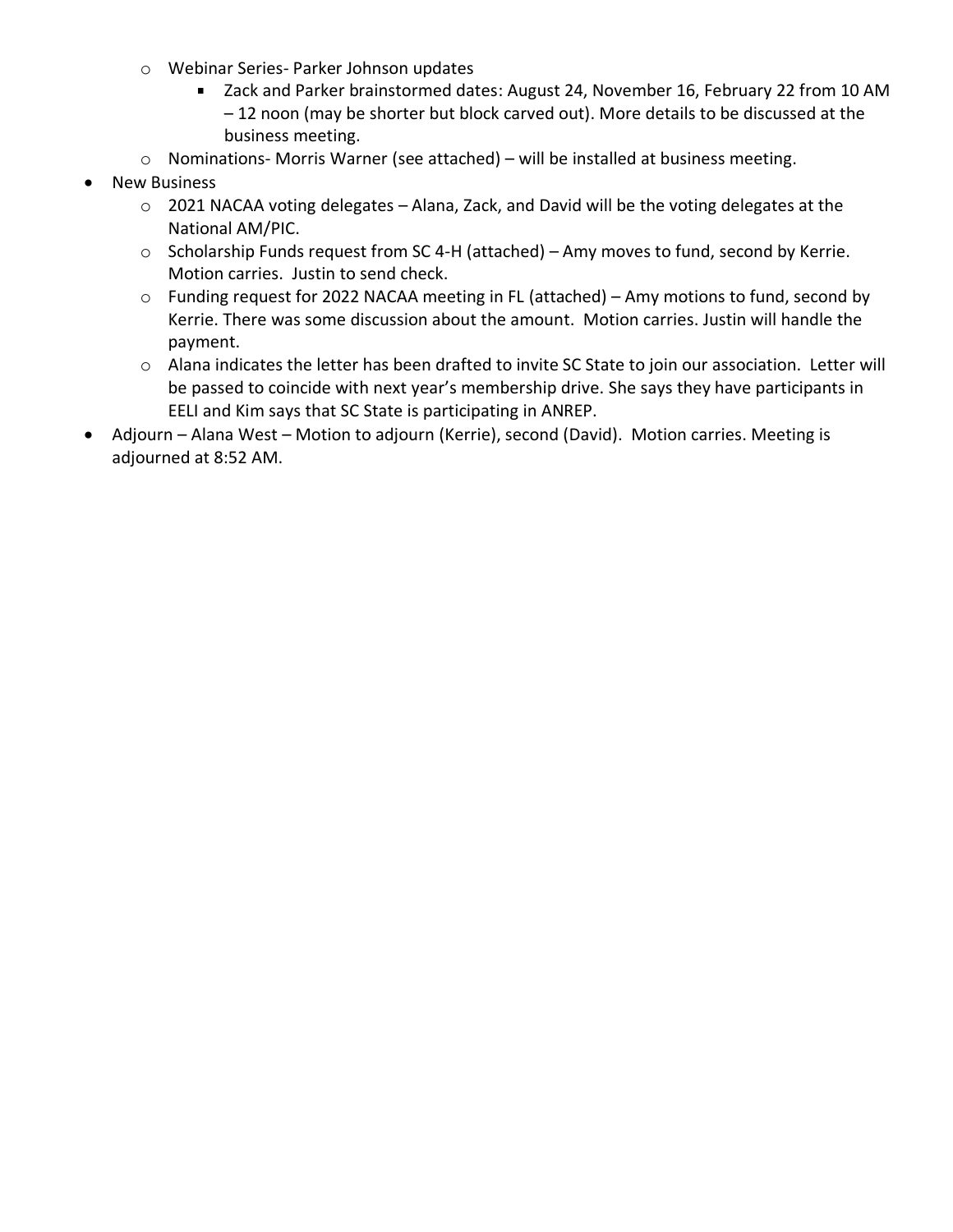- Webinar Series- Parker Johnson updates
    - Zack and Parker brainstormed dates: August 24, November 16, February 22 from 10 AM – 12 noon (may be shorter but block carved out). More details to be discussed at the business meeting.
  - Nominations- Morris Warner (see attached) – will be installed at business meeting.
- New Business
  - 2021 NACAA voting delegates – Alana, Zack, and David will be the voting delegates at the National AM/PIC.
  - Scholarship Funds request from SC 4-H (attached) – Amy moves to fund, second by Kerrie. Motion carries. Justin to send check.
  - Funding request for 2022 NACAA meeting in FL (attached) – Amy motions to fund, second by Kerrie. There was some discussion about the amount. Motion carries. Justin will handle the payment.
  - Alana indicates the letter has been drafted to invite SC State to join our association. Letter will be passed to coincide with next year's membership drive. She says they have participants in EELI and Kim says that SC State is participating in ANREP.
- Adjourn – Alana West – Motion to adjourn (Kerrie), second (David). Motion carries. Meeting is adjourned at 8:52 AM.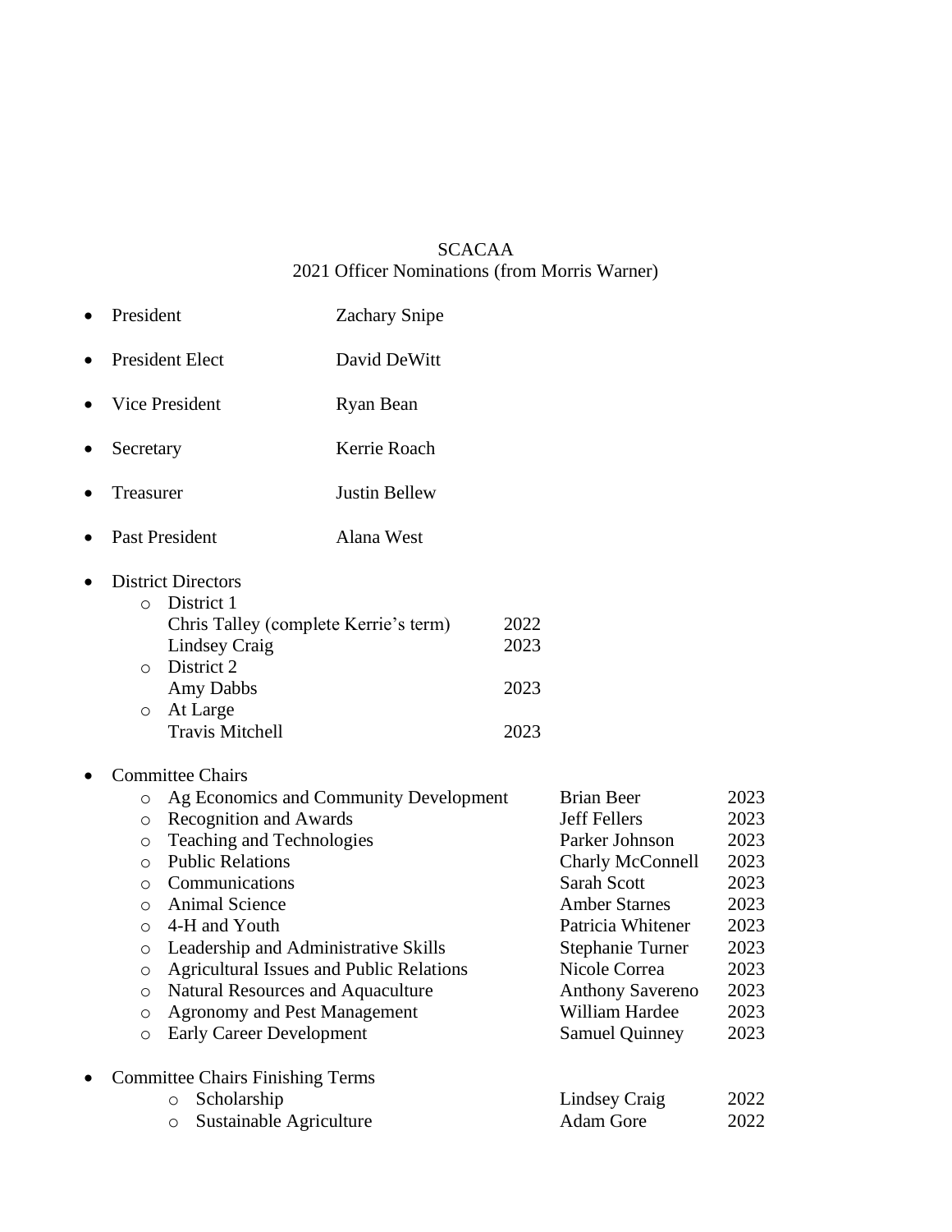SCACAA

2021 Officer Nominations (from Morris Warner)

- President — Zachary Snipe
- President Elect — David DeWitt
- Vice President — Ryan Bean
- Secretary — Kerrie Roach
- Treasurer — Justin Bellew
- Past President — Alana West
- District Directors
  - District 1
    - Chris Talley (complete Kerrie's term) — 2022
    - Lindsey Craig — 2023
  - District 2
    - Amy Dabbs — 2023
  - At Large
    - Travis Mitchell — 2023
- Committee Chairs

| Committee | Chair | Term |
|---|---|---|
| Ag Economics and Community Development | Brian Beer | 2023 |
| Recognition and Awards | Jeff Fellers | 2023 |
| Teaching and Technologies | Parker Johnson | 2023 |
| Public Relations | Charly McConnell | 2023 |
| Communications | Sarah Scott | 2023 |
| Animal Science | Amber Starnes | 2023 |
| 4-H and Youth | Patricia Whitener | 2023 |
| Leadership and Administrative Skills | Stephanie Turner | 2023 |
| Agricultural Issues and Public Relations | Nicole Correa | 2023 |
| Natural Resources and Aquaculture | Anthony Savereno | 2023 |
| Agronomy and Pest Management | William Hardee | 2023 |
| Early Career Development | Samuel Quinney | 2023 |

- Committee Chairs Finishing Terms

| Committee | Chair | Term |
|---|---|---|
| Scholarship | Lindsey Craig | 2022 |
| Sustainable Agriculture | Adam Gore | 2022 |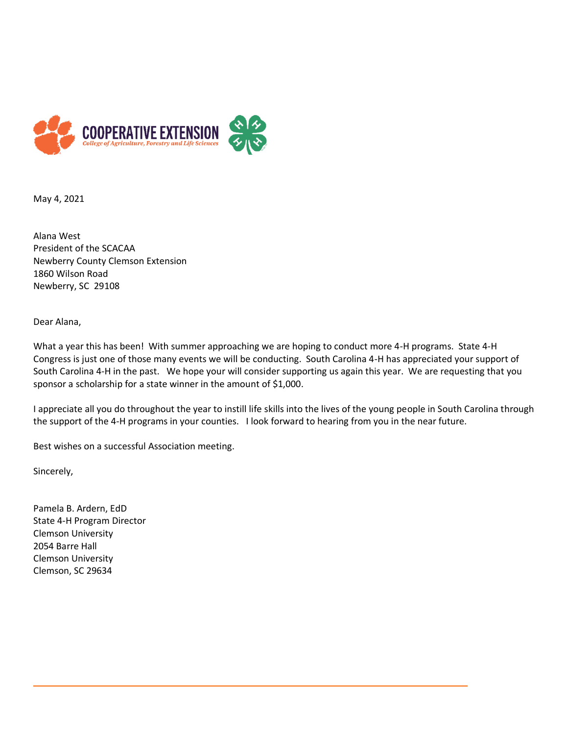COOPERATIVE EXTENSION

*College of Agriculture, Forestry and Life Sciences*

May 4, 2021

Alana West
President of the SCACAA
Newberry County Clemson Extension
1860 Wilson Road
Newberry, SC 29108

Dear Alana,

What a year this has been! With summer approaching we are hoping to conduct more 4-H programs. State 4-H Congress is just one of those many events we will be conducting. South Carolina 4-H has appreciated your support of South Carolina 4-H in the past. We hope your will consider supporting us again this year. We are requesting that you sponsor a scholarship for a state winner in the amount of $1,000.

I appreciate all you do throughout the year to instill life skills into the lives of the young people in South Carolina through the support of the 4-H programs in your counties. I look forward to hearing from you in the near future.

Best wishes on a successful Association meeting.

Sincerely,

Pamela B. Ardern, EdD
State 4-H Program Director
Clemson University
2054 Barre Hall
Clemson University
Clemson, SC 29634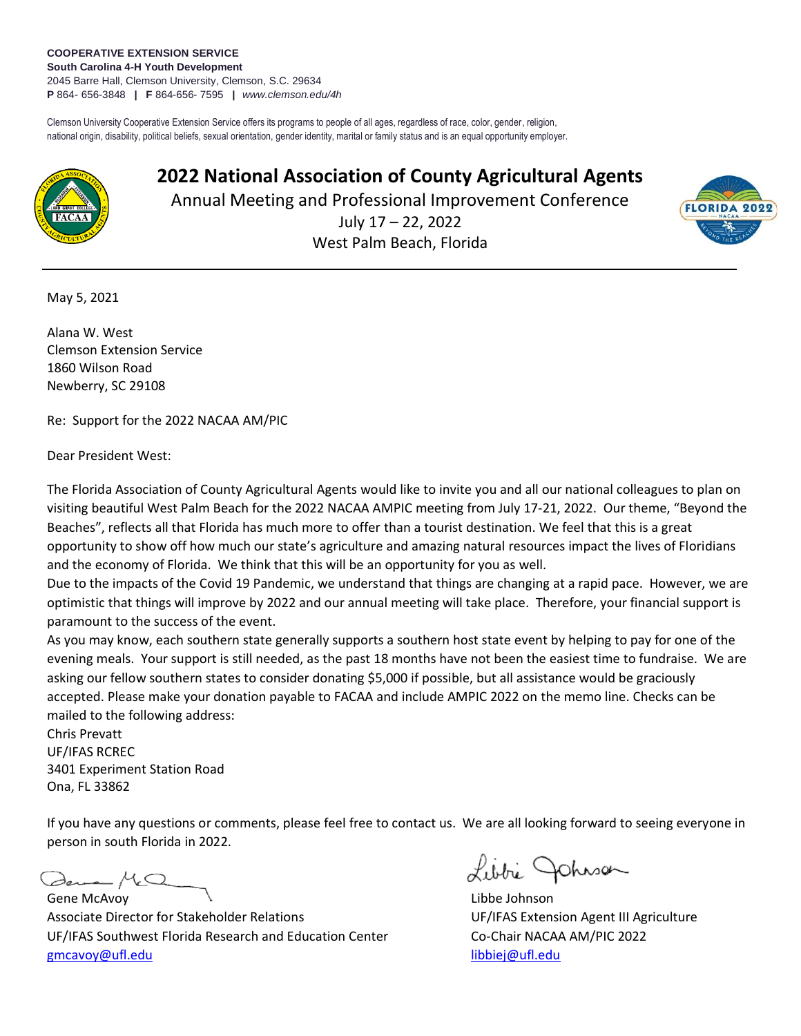**COOPERATIVE EXTENSION SERVICE**
**South Carolina 4-H Youth Development**
2045 Barre Hall, Clemson University, Clemson, S.C. 29634
**P** 864- 656-3848 | **F** 864-656- 7595 | *www.clemson.edu/4h*

Clemson University Cooperative Extension Service offers its programs to people of all ages, regardless of race, color, gender, religion, national origin, disability, political beliefs, sexual orientation, gender identity, marital or family status and is an equal opportunity employer.

# 2022 National Association of County Agricultural Agents

Annual Meeting and Professional Improvement Conference
July 17 – 22, 2022
West Palm Beach, Florida

May 5, 2021

Alana W. West
Clemson Extension Service
1860 Wilson Road
Newberry, SC 29108

Re: Support for the 2022 NACAA AM/PIC

Dear President West:

The Florida Association of County Agricultural Agents would like to invite you and all our national colleagues to plan on visiting beautiful West Palm Beach for the 2022 NACAA AMPIC meeting from July 17-21, 2022. Our theme, "Beyond the Beaches", reflects all that Florida has much more to offer than a tourist destination. We feel that this is a great opportunity to show off how much our state's agriculture and amazing natural resources impact the lives of Floridians and the economy of Florida. We think that this will be an opportunity for you as well.

Due to the impacts of the Covid 19 Pandemic, we understand that things are changing at a rapid pace. However, we are optimistic that things will improve by 2022 and our annual meeting will take place. Therefore, your financial support is paramount to the success of the event.

As you may know, each southern state generally supports a southern host state event by helping to pay for one of the evening meals. Your support is still needed, as the past 18 months have not been the easiest time to fundraise. We are asking our fellow southern states to consider donating $5,000 if possible, but all assistance would be graciously accepted. Please make your donation payable to FACAA and include AMPIC 2022 on the memo line. Checks can be mailed to the following address:

Chris Prevatt
UF/IFAS RCREC
3401 Experiment Station Road
Ona, FL 33862

If you have any questions or comments, please feel free to contact us. We are all looking forward to seeing everyone in person in south Florida in 2022.

Gene McAvoy
Associate Director for Stakeholder Relations
UF/IFAS Southwest Florida Research and Education Center
gmcavoy@ufl.edu

Libbe Johnson
UF/IFAS Extension Agent III Agriculture
Co-Chair NACAA AM/PIC 2022
libbiej@ufl.edu